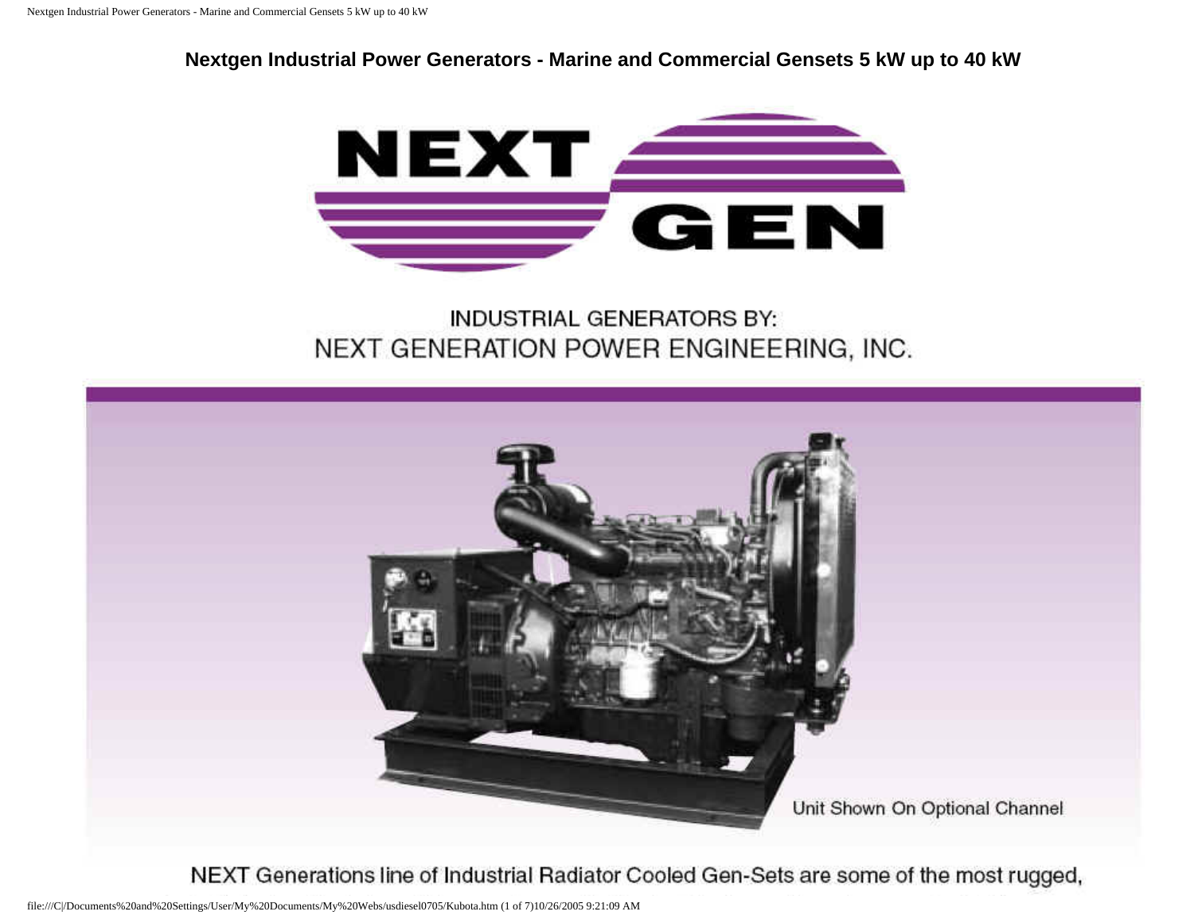# Nextgen Industrial Power Generators - Marine and Commercial Gensets 5 kW up to 40 kW

NEXT GEN

INDUSTRIAL GENERATORS BY:
NEXT GENERATION POWER ENGINEERING, INC.

Unit Shown On Optional Channel

NEXT Generations line of Industrial Radiator Cooled Gen-Sets are some of the most rugged,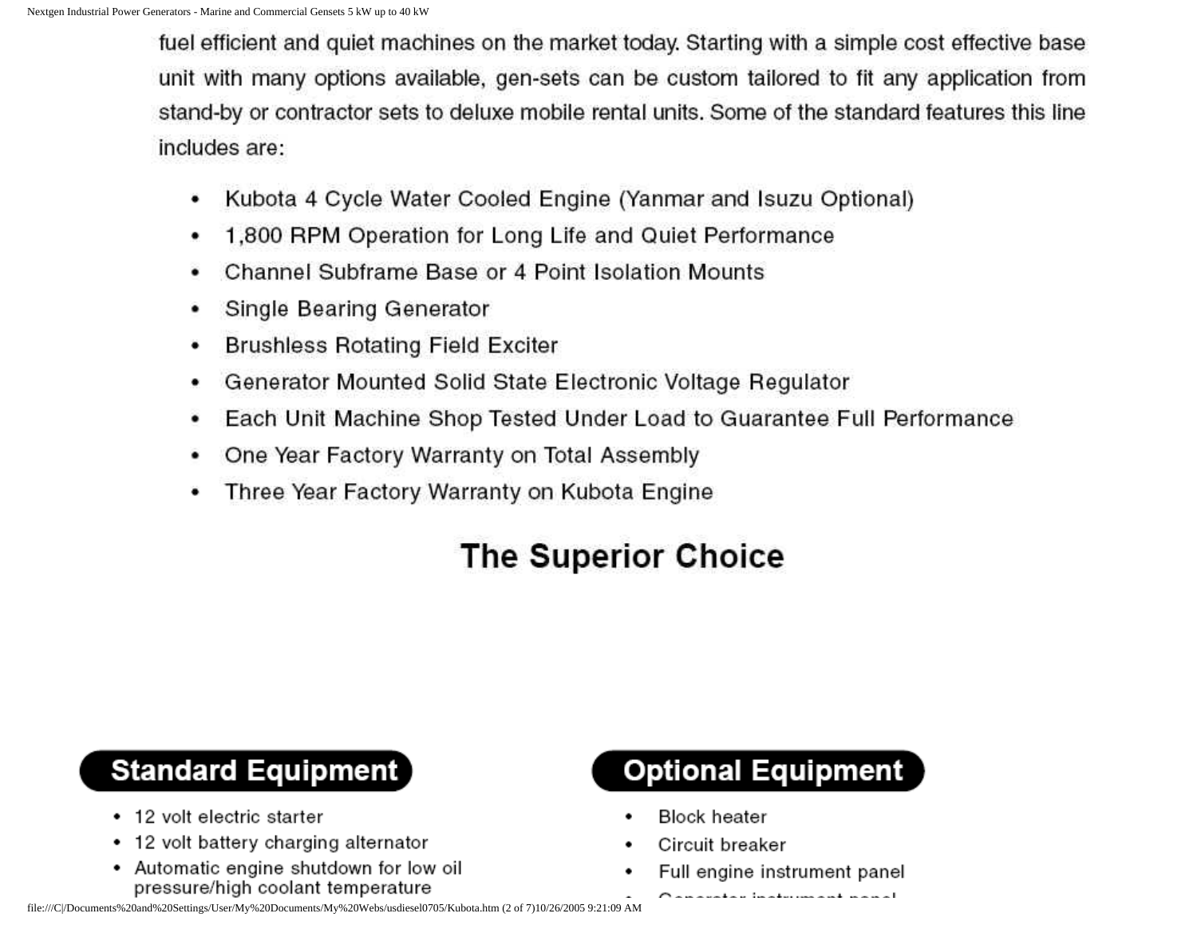fuel efficient and quiet machines on the market today. Starting with a simple cost effective base unit with many options available, gen-sets can be custom tailored to fit any application from stand-by or contractor sets to deluxe mobile rental units. Some of the standard features this line includes are:

- Kubota 4 Cycle Water Cooled Engine (Yanmar and Isuzu Optional)
- 1,800 RPM Operation for Long Life and Quiet Performance
- Channel Subframe Base or 4 Point Isolation Mounts
- Single Bearing Generator
- Brushless Rotating Field Exciter
- Generator Mounted Solid State Electronic Voltage Regulator
- Each Unit Machine Shop Tested Under Load to Guarantee Full Performance
- One Year Factory Warranty on Total Assembly
- Three Year Factory Warranty on Kubota Engine

## The Superior Choice

### Standard Equipment

- 12 volt electric starter
- 12 volt battery charging alternator
- Automatic engine shutdown for low oil pressure/high coolant temperature

### Optional Equipment

- Block heater
- Circuit breaker
- Full engine instrument panel
- Generator instrument panel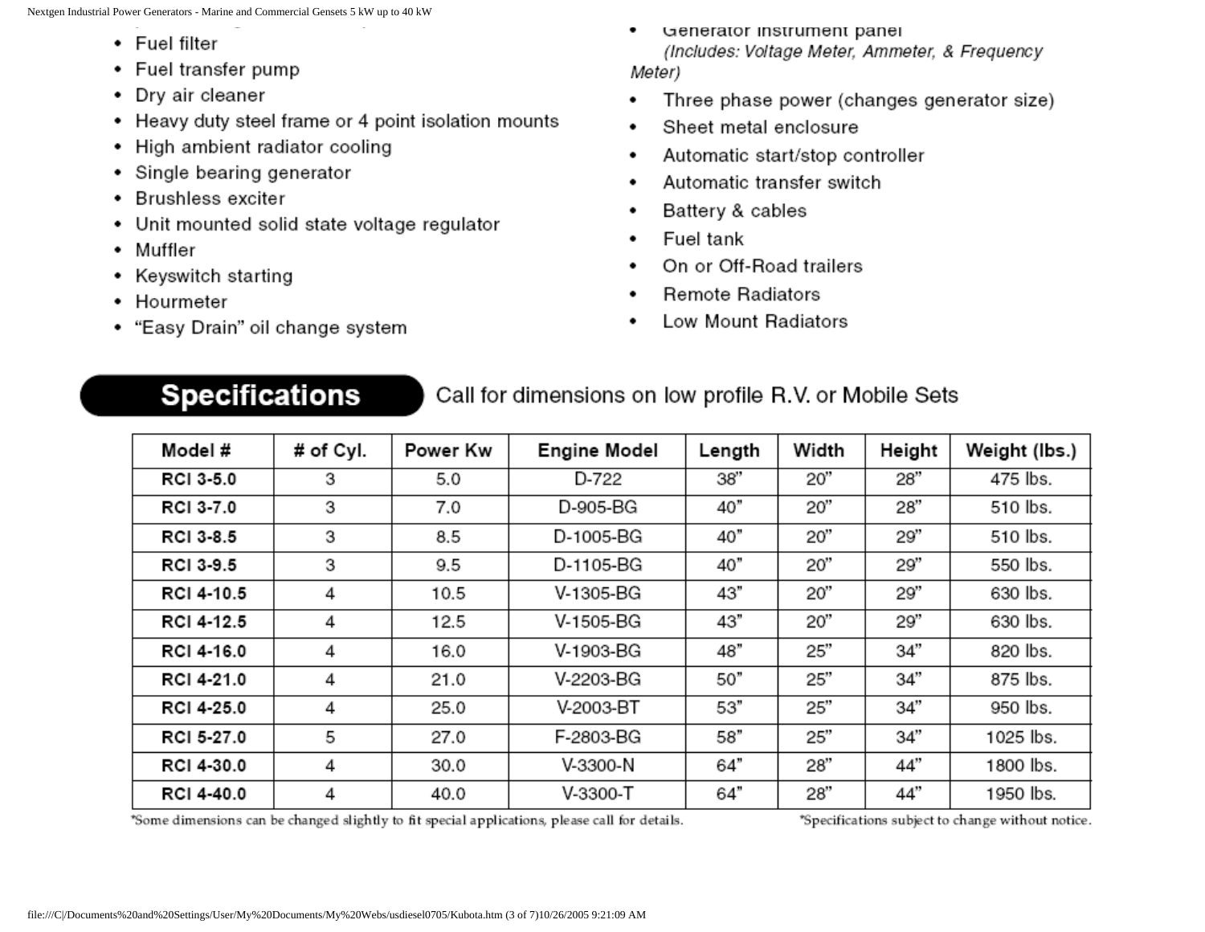- Fuel filter
- Fuel transfer pump
- Dry air cleaner
- Heavy duty steel frame or 4 point isolation mounts
- High ambient radiator cooling
- Single bearing generator
- Brushless exciter
- Unit mounted solid state voltage regulator
- Muffler
- Keyswitch starting
- Hourmeter
- "Easy Drain" oil change system

- Generator instrument panel *(Includes: Voltage Meter, Ammeter, & Frequency Meter)*
- Three phase power (changes generator size)
- Sheet metal enclosure
- Automatic start/stop controller
- Automatic transfer switch
- Battery & cables
- Fuel tank
- On or Off-Road trailers
- Remote Radiators
- Low Mount Radiators

## Specifications

Call for dimensions on low profile R.V. or Mobile Sets

| Model # | # of Cyl. | Power Kw | Engine Model | Length | Width | Height | Weight (lbs.) |
|---|---|---|---|---|---|---|---|
| RCI 3-5.0 | 3 | 5.0 | D-722 | 38" | 20" | 28" | 475 lbs. |
| RCI 3-7.0 | 3 | 7.0 | D-905-BG | 40" | 20" | 28" | 510 lbs. |
| RCI 3-8.5 | 3 | 8.5 | D-1005-BG | 40" | 20" | 29" | 510 lbs. |
| RCI 3-9.5 | 3 | 9.5 | D-1105-BG | 40" | 20" | 29" | 550 lbs. |
| RCI 4-10.5 | 4 | 10.5 | V-1305-BG | 43" | 20" | 29" | 630 lbs. |
| RCI 4-12.5 | 4 | 12.5 | V-1505-BG | 43" | 20" | 29" | 630 lbs. |
| RCI 4-16.0 | 4 | 16.0 | V-1903-BG | 48" | 25" | 34" | 820 lbs. |
| RCI 4-21.0 | 4 | 21.0 | V-2203-BG | 50" | 25" | 34" | 875 lbs. |
| RCI 4-25.0 | 4 | 25.0 | V-2003-BT | 53" | 25" | 34" | 950 lbs. |
| RCI 5-27.0 | 5 | 27.0 | F-2803-BG | 58" | 25" | 34" | 1025 lbs. |
| RCI 4-30.0 | 4 | 30.0 | V-3300-N | 64" | 28" | 44" | 1800 lbs. |
| RCI 4-40.0 | 4 | 40.0 | V-3300-T | 64" | 28" | 44" | 1950 lbs. |

*Some dimensions can be changed slightly to fit special applications, please call for details.

*Specifications subject to change without notice.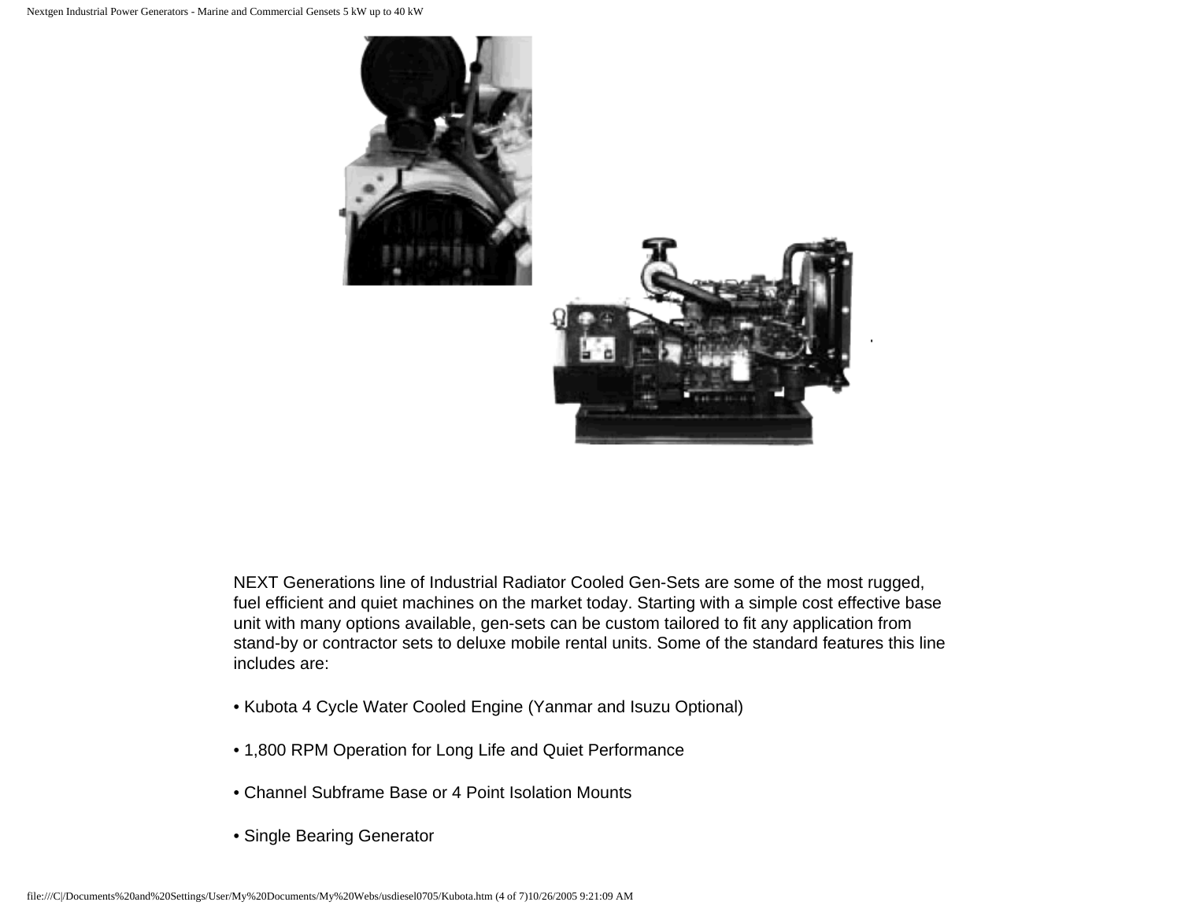NEXT Generations line of Industrial Radiator Cooled Gen-Sets are some of the most rugged, fuel efficient and quiet machines on the market today. Starting with a simple cost effective base unit with many options available, gen-sets can be custom tailored to fit any application from stand-by or contractor sets to deluxe mobile rental units. Some of the standard features this line includes are:

- Kubota 4 Cycle Water Cooled Engine (Yanmar and Isuzu Optional)

- 1,800 RPM Operation for Long Life and Quiet Performance

- Channel Subframe Base or 4 Point Isolation Mounts

- Single Bearing Generator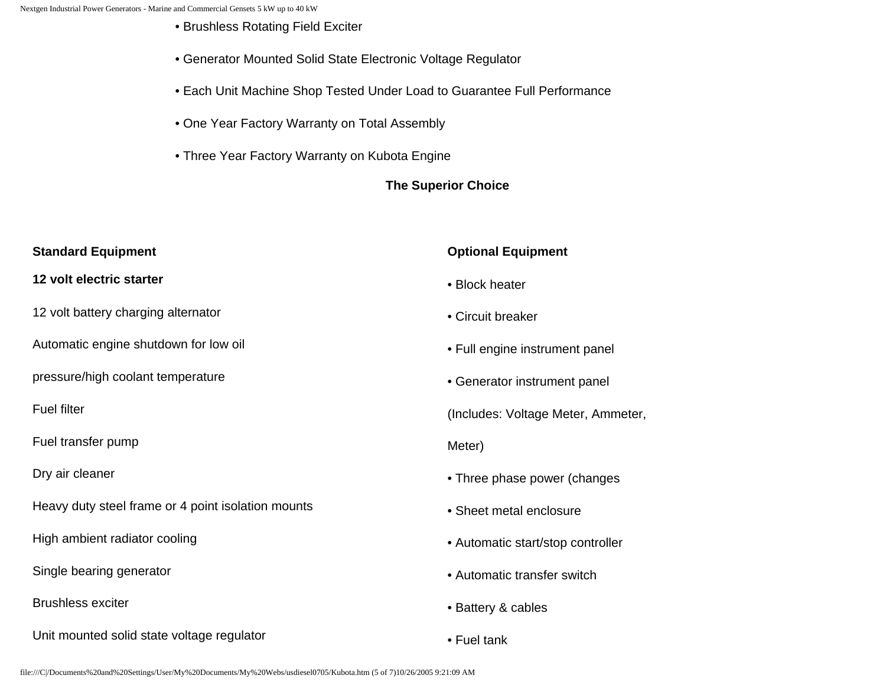- Brushless Rotating Field Exciter
- Generator Mounted Solid State Electronic Voltage Regulator
- Each Unit Machine Shop Tested Under Load to Guarantee Full Performance
- One Year Factory Warranty on Total Assembly
- Three Year Factory Warranty on Kubota Engine

**The Superior Choice**

**Standard Equipment**

**12 volt electric starter**

12 volt battery charging alternator

Automatic engine shutdown for low oil pressure/high coolant temperature

Fuel filter

Fuel transfer pump

Dry air cleaner

Heavy duty steel frame or 4 point isolation mounts

High ambient radiator cooling

Single bearing generator

Brushless exciter

Unit mounted solid state voltage regulator

**Optional Equipment**

- Block heater
- Circuit breaker
- Full engine instrument panel
- Generator instrument panel (Includes: Voltage Meter, Ammeter, Meter)
- Three phase power (changes
- Sheet metal enclosure
- Automatic start/stop controller
- Automatic transfer switch
- Battery & cables
- Fuel tank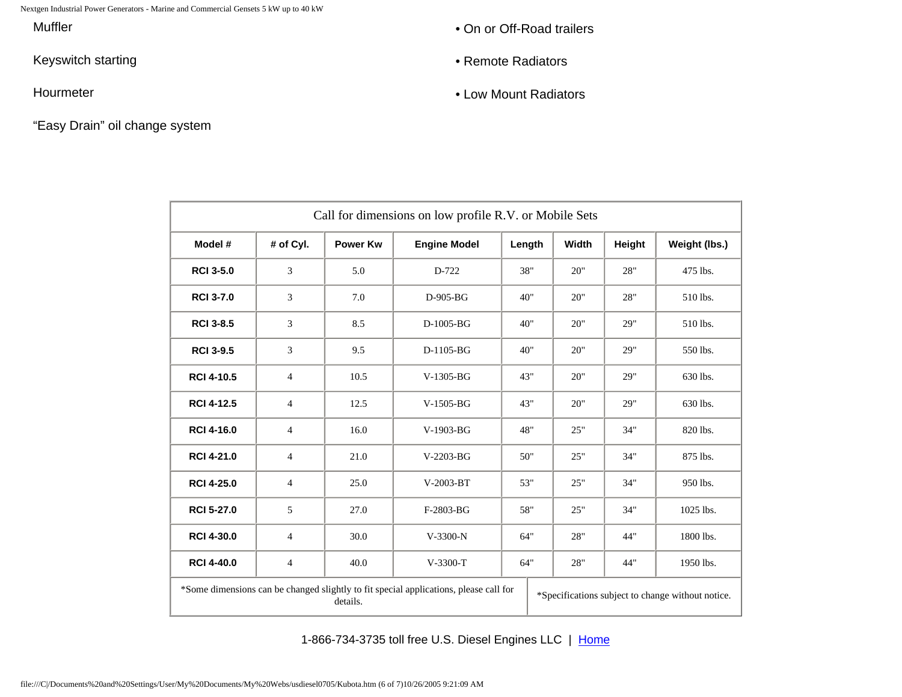Muffler

Keyswitch starting

Hourmeter

“Easy Drain” oil change system

• On or Off-Road trailers

• Remote Radiators

• Low Mount Radiators

| Call for dimensions on low profile R.V. or Mobile Sets | | | | | | | |
|---|---|---|---|---|---|---|---|
| **Model #** | **# of Cyl.** | **Power Kw** | **Engine Model** | **Length** | **Width** | **Height** | **Weight (lbs.)** |
| **RCI 3-5.0** | 3 | 5.0 | D-722 | 38" | 20" | 28" | 475 lbs. |
| **RCI 3-7.0** | 3 | 7.0 | D-905-BG | 40" | 20" | 28" | 510 lbs. |
| **RCI 3-8.5** | 3 | 8.5 | D-1005-BG | 40" | 20" | 29" | 510 lbs. |
| **RCI 3-9.5** | 3 | 9.5 | D-1105-BG | 40" | 20" | 29" | 550 lbs. |
| **RCI 4-10.5** | 4 | 10.5 | V-1305-BG | 43" | 20" | 29" | 630 lbs. |
| **RCI 4-12.5** | 4 | 12.5 | V-1505-BG | 43" | 20" | 29" | 630 lbs. |
| **RCI 4-16.0** | 4 | 16.0 | V-1903-BG | 48" | 25" | 34" | 820 lbs. |
| **RCI 4-21.0** | 4 | 21.0 | V-2203-BG | 50" | 25" | 34" | 875 lbs. |
| **RCI 4-25.0** | 4 | 25.0 | V-2003-BT | 53" | 25" | 34" | 950 lbs. |
| **RCI 5-27.0** | 5 | 27.0 | F-2803-BG | 58" | 25" | 34" | 1025 lbs. |
| **RCI 4-30.0** | 4 | 30.0 | V-3300-N | 64" | 28" | 44" | 1800 lbs. |
| **RCI 4-40.0** | 4 | 40.0 | V-3300-T | 64" | 28" | 44" | 1950 lbs. |
| *Some dimensions can be changed slightly to fit special applications, please call for details. | | | | | *Specifications subject to change without notice. | | |

1-866-734-3735 toll free U.S. Diesel Engines LLC | Home